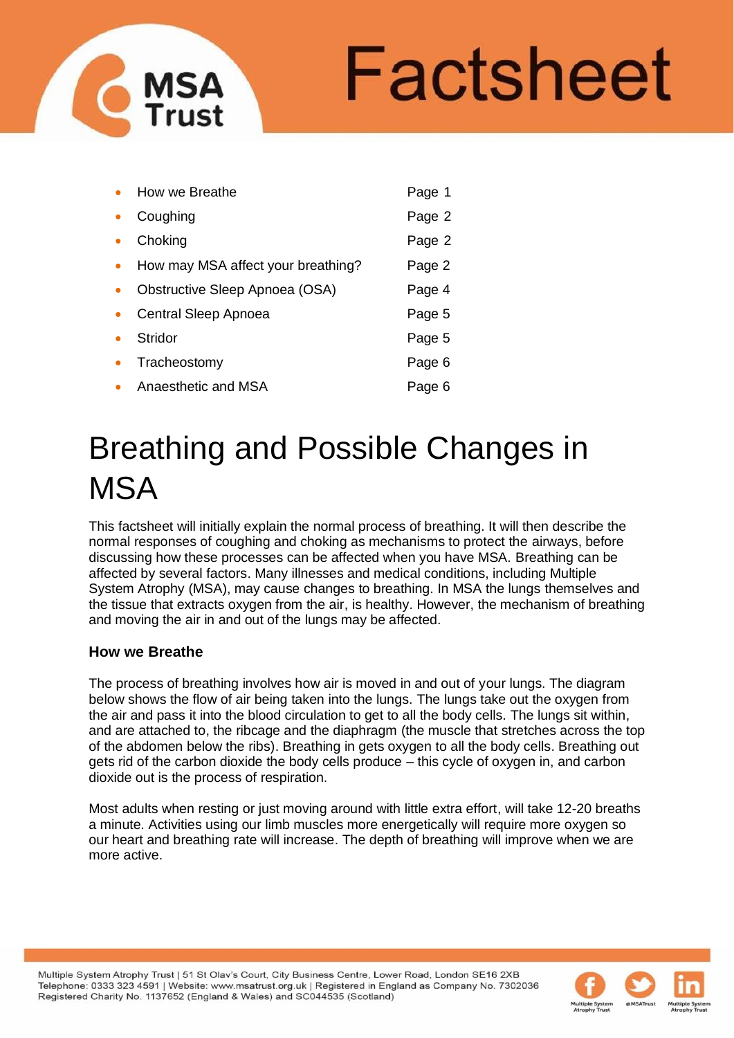# Factsheet

- How we Breathe — Page 1
- Coughing — Page 2
- Choking — Page 2
- How may MSA affect your breathing? — Page 2
- Obstructive Sleep Apnoea (OSA) — Page 4
- Central Sleep Apnoea — Page 5
- Stridor — Page 5
- Tracheostomy — Page 6
- Anaesthetic and MSA — Page 6

# Breathing and Possible Changes in MSA

This factsheet will initially explain the normal process of breathing. It will then describe the normal responses of coughing and choking as mechanisms to protect the airways, before discussing how these processes can be affected when you have MSA. Breathing can be affected by several factors. Many illnesses and medical conditions, including Multiple System Atrophy (MSA), may cause changes to breathing. In MSA the lungs themselves and the tissue that extracts oxygen from the air, is healthy. However, the mechanism of breathing and moving the air in and out of the lungs may be affected.

### How we Breathe

The process of breathing involves how air is moved in and out of your lungs. The diagram below shows the flow of air being taken into the lungs. The lungs take out the oxygen from the air and pass it into the blood circulation to get to all the body cells. The lungs sit within, and are attached to, the ribcage and the diaphragm (the muscle that stretches across the top of the abdomen below the ribs). Breathing in gets oxygen to all the body cells. Breathing out gets rid of the carbon dioxide the body cells produce – this cycle of oxygen in, and carbon dioxide out is the process of respiration.

Most adults when resting or just moving around with little extra effort, will take 12-20 breaths a minute. Activities using our limb muscles more energetically will require more oxygen so our heart and breathing rate will increase. The depth of breathing will improve when we are more active.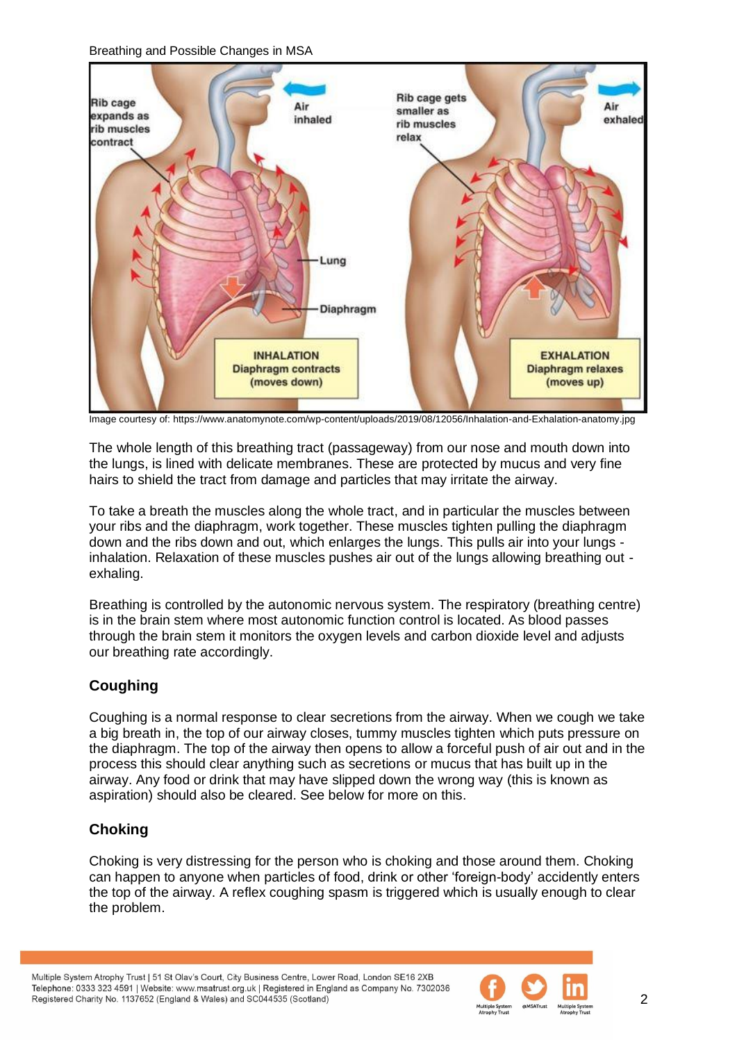Breathing and Possible Changes in MSA

Image courtesy of: https://www.anatomynote.com/wp-content/uploads/2019/08/12056/Inhalation-and-Exhalation-anatomy.jpg

The whole length of this breathing tract (passageway) from our nose and mouth down into the lungs, is lined with delicate membranes. These are protected by mucus and very fine hairs to shield the tract from damage and particles that may irritate the airway.

To take a breath the muscles along the whole tract, and in particular the muscles between your ribs and the diaphragm, work together. These muscles tighten pulling the diaphragm down and the ribs down and out, which enlarges the lungs. This pulls air into your lungs - inhalation. Relaxation of these muscles pushes air out of the lungs allowing breathing out - exhaling.

Breathing is controlled by the autonomic nervous system. The respiratory (breathing centre) is in the brain stem where most autonomic function control is located. As blood passes through the brain stem it monitors the oxygen levels and carbon dioxide level and adjusts our breathing rate accordingly.

## Coughing

Coughing is a normal response to clear secretions from the airway. When we cough we take a big breath in, the top of our airway closes, tummy muscles tighten which puts pressure on the diaphragm. The top of the airway then opens to allow a forceful push of air out and in the process this should clear anything such as secretions or mucus that has built up in the airway. Any food or drink that may have slipped down the wrong way (this is known as aspiration) should also be cleared. See below for more on this.

## Choking

Choking is very distressing for the person who is choking and those around them. Choking can happen to anyone when particles of food, drink or other 'foreign-body' accidently enters the top of the airway. A reflex coughing spasm is triggered which is usually enough to clear the problem.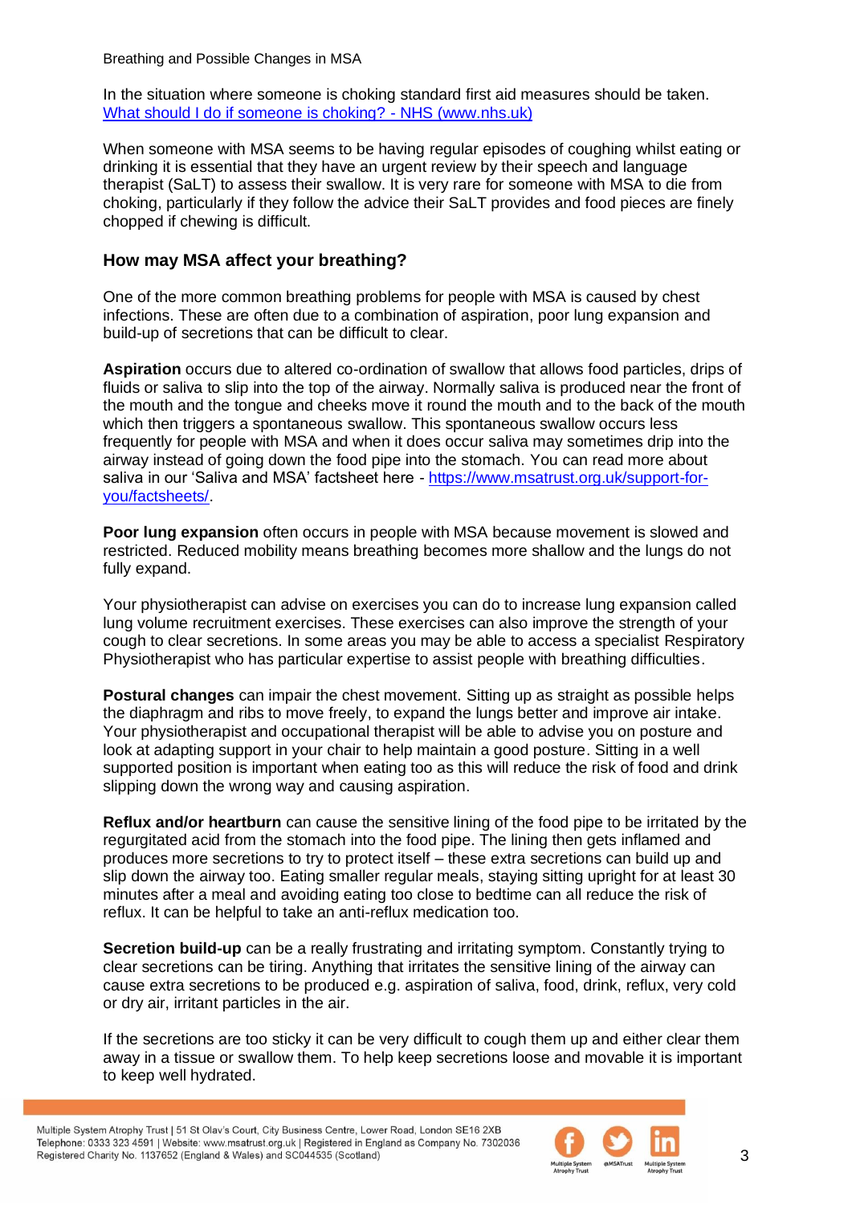In the situation where someone is choking standard first aid measures should be taken. [What should I do if someone is choking? - NHS (www.nhs.uk)](https://www.nhs.uk)

When someone with MSA seems to be having regular episodes of coughing whilst eating or drinking it is essential that they have an urgent review by their speech and language therapist (SaLT) to assess their swallow. It is very rare for someone with MSA to die from choking, particularly if they follow the advice their SaLT provides and food pieces are finely chopped if chewing is difficult.

## How may MSA affect your breathing?

One of the more common breathing problems for people with MSA is caused by chest infections. These are often due to a combination of aspiration, poor lung expansion and build-up of secretions that can be difficult to clear.

**Aspiration** occurs due to altered co-ordination of swallow that allows food particles, drips of fluids or saliva to slip into the top of the airway. Normally saliva is produced near the front of the mouth and the tongue and cheeks move it round the mouth and to the back of the mouth which then triggers a spontaneous swallow. This spontaneous swallow occurs less frequently for people with MSA and when it does occur saliva may sometimes drip into the airway instead of going down the food pipe into the stomach. You can read more about saliva in our 'Saliva and MSA' factsheet here - https://www.msatrust.org.uk/support-for-you/factsheets/.

**Poor lung expansion** often occurs in people with MSA because movement is slowed and restricted. Reduced mobility means breathing becomes more shallow and the lungs do not fully expand.

Your physiotherapist can advise on exercises you can do to increase lung expansion called lung volume recruitment exercises. These exercises can also improve the strength of your cough to clear secretions. In some areas you may be able to access a specialist Respiratory Physiotherapist who has particular expertise to assist people with breathing difficulties.

**Postural changes** can impair the chest movement. Sitting up as straight as possible helps the diaphragm and ribs to move freely, to expand the lungs better and improve air intake. Your physiotherapist and occupational therapist will be able to advise you on posture and look at adapting support in your chair to help maintain a good posture. Sitting in a well supported position is important when eating too as this will reduce the risk of food and drink slipping down the wrong way and causing aspiration.

**Reflux and/or heartburn** can cause the sensitive lining of the food pipe to be irritated by the regurgitated acid from the stomach into the food pipe. The lining then gets inflamed and produces more secretions to try to protect itself – these extra secretions can build up and slip down the airway too. Eating smaller regular meals, staying sitting upright for at least 30 minutes after a meal and avoiding eating too close to bedtime can all reduce the risk of reflux. It can be helpful to take an anti-reflux medication too.

**Secretion build-up** can be a really frustrating and irritating symptom. Constantly trying to clear secretions can be tiring. Anything that irritates the sensitive lining of the airway can cause extra secretions to be produced e.g. aspiration of saliva, food, drink, reflux, very cold or dry air, irritant particles in the air.

If the secretions are too sticky it can be very difficult to cough them up and either clear them away in a tissue or swallow them. To help keep secretions loose and movable it is important to keep well hydrated.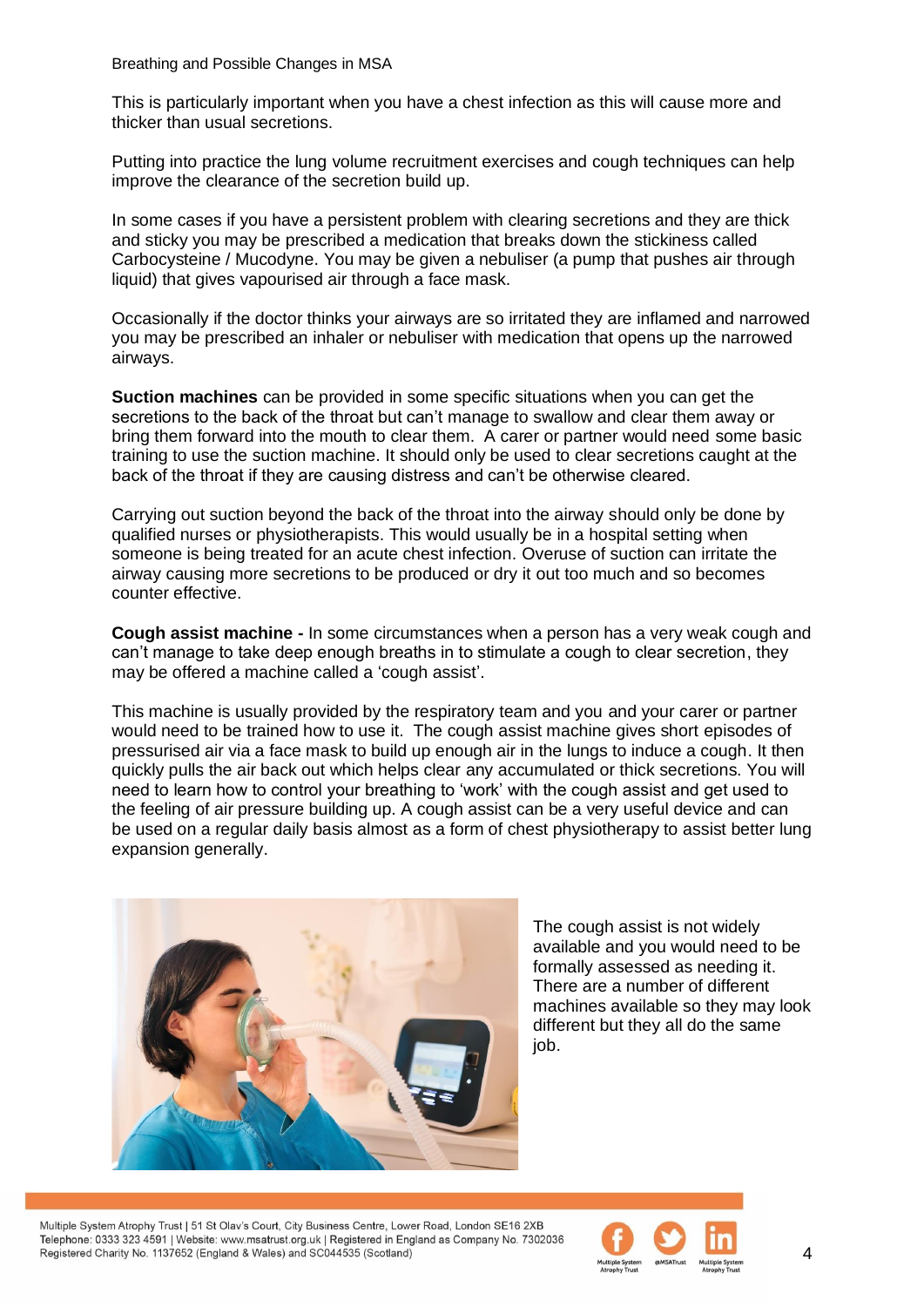This is particularly important when you have a chest infection as this will cause more and thicker than usual secretions.

Putting into practice the lung volume recruitment exercises and cough techniques can help improve the clearance of the secretion build up.

In some cases if you have a persistent problem with clearing secretions and they are thick and sticky you may be prescribed a medication that breaks down the stickiness called Carbocysteine / Mucodyne. You may be given a nebuliser (a pump that pushes air through liquid) that gives vapourised air through a face mask.

Occasionally if the doctor thinks your airways are so irritated they are inflamed and narrowed you may be prescribed an inhaler or nebuliser with medication that opens up the narrowed airways.

**Suction machines** can be provided in some specific situations when you can get the secretions to the back of the throat but can't manage to swallow and clear them away or bring them forward into the mouth to clear them. A carer or partner would need some basic training to use the suction machine. It should only be used to clear secretions caught at the back of the throat if they are causing distress and can't be otherwise cleared.

Carrying out suction beyond the back of the throat into the airway should only be done by qualified nurses or physiotherapists. This would usually be in a hospital setting when someone is being treated for an acute chest infection. Overuse of suction can irritate the airway causing more secretions to be produced or dry it out too much and so becomes counter effective.

**Cough assist machine -** In some circumstances when a person has a very weak cough and can't manage to take deep enough breaths in to stimulate a cough to clear secretion, they may be offered a machine called a 'cough assist'.

This machine is usually provided by the respiratory team and you and your carer or partner would need to be trained how to use it. The cough assist machine gives short episodes of pressurised air via a face mask to build up enough air in the lungs to induce a cough. It then quickly pulls the air back out which helps clear any accumulated or thick secretions. You will need to learn how to control your breathing to 'work' with the cough assist and get used to the feeling of air pressure building up. A cough assist can be a very useful device and can be used on a regular daily basis almost as a form of chest physiotherapy to assist better lung expansion generally.

The cough assist is not widely available and you would need to be formally assessed as needing it. There are a number of different machines available so they may look different but they all do the same job.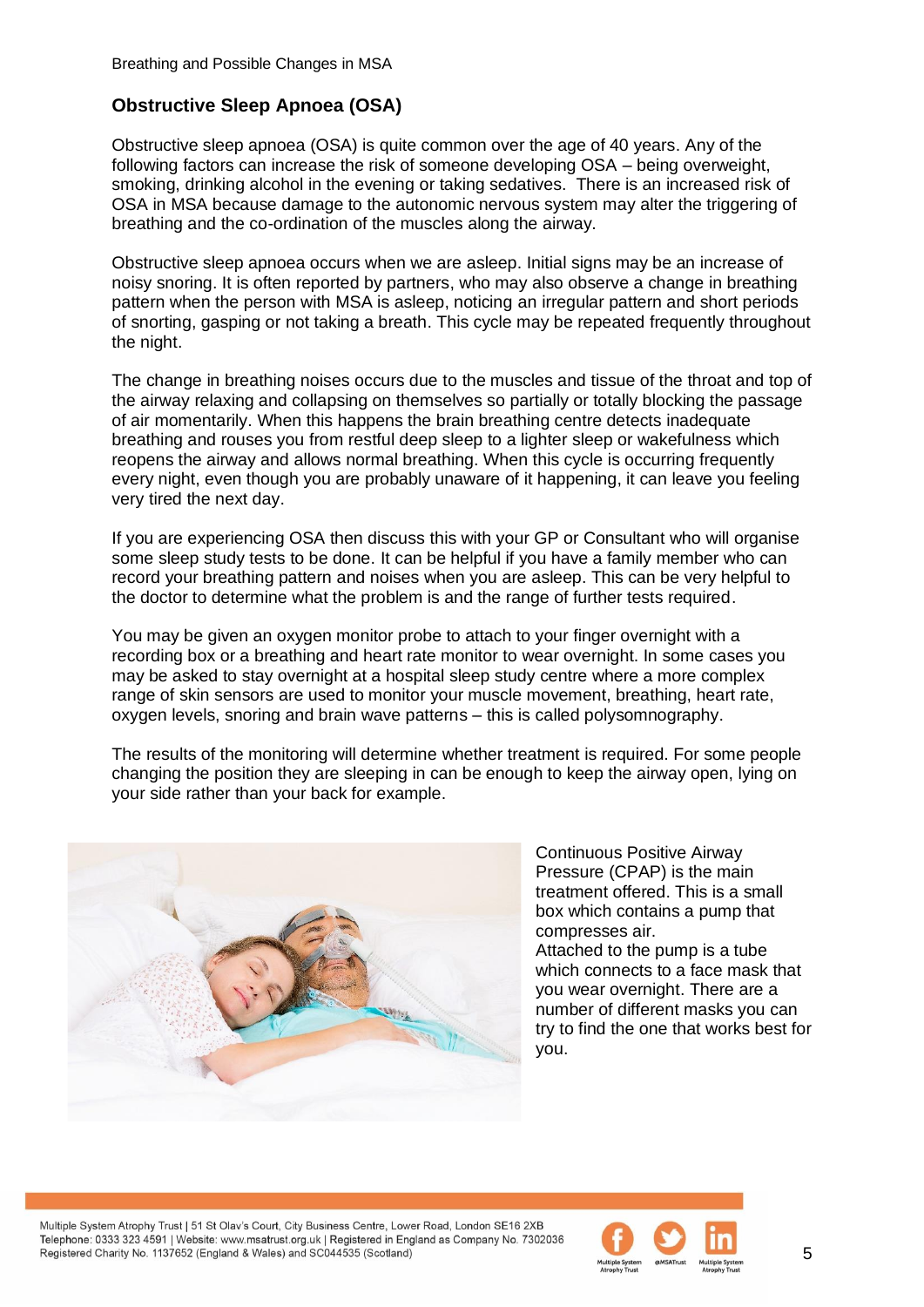## Obstructive Sleep Apnoea (OSA)

Obstructive sleep apnoea (OSA) is quite common over the age of 40 years. Any of the following factors can increase the risk of someone developing OSA – being overweight, smoking, drinking alcohol in the evening or taking sedatives. There is an increased risk of OSA in MSA because damage to the autonomic nervous system may alter the triggering of breathing and the co-ordination of the muscles along the airway.

Obstructive sleep apnoea occurs when we are asleep. Initial signs may be an increase of noisy snoring. It is often reported by partners, who may also observe a change in breathing pattern when the person with MSA is asleep, noticing an irregular pattern and short periods of snorting, gasping or not taking a breath. This cycle may be repeated frequently throughout the night.

The change in breathing noises occurs due to the muscles and tissue of the throat and top of the airway relaxing and collapsing on themselves so partially or totally blocking the passage of air momentarily. When this happens the brain breathing centre detects inadequate breathing and rouses you from restful deep sleep to a lighter sleep or wakefulness which reopens the airway and allows normal breathing. When this cycle is occurring frequently every night, even though you are probably unaware of it happening, it can leave you feeling very tired the next day.

If you are experiencing OSA then discuss this with your GP or Consultant who will organise some sleep study tests to be done. It can be helpful if you have a family member who can record your breathing pattern and noises when you are asleep. This can be very helpful to the doctor to determine what the problem is and the range of further tests required.

You may be given an oxygen monitor probe to attach to your finger overnight with a recording box or a breathing and heart rate monitor to wear overnight. In some cases you may be asked to stay overnight at a hospital sleep study centre where a more complex range of skin sensors are used to monitor your muscle movement, breathing, heart rate, oxygen levels, snoring and brain wave patterns – this is called polysomnography.

The results of the monitoring will determine whether treatment is required. For some people changing the position they are sleeping in can be enough to keep the airway open, lying on your side rather than your back for example.

Continuous Positive Airway Pressure (CPAP) is the main treatment offered. This is a small box which contains a pump that compresses air. Attached to the pump is a tube which connects to a face mask that you wear overnight. There are a number of different masks you can try to find the one that works best for you.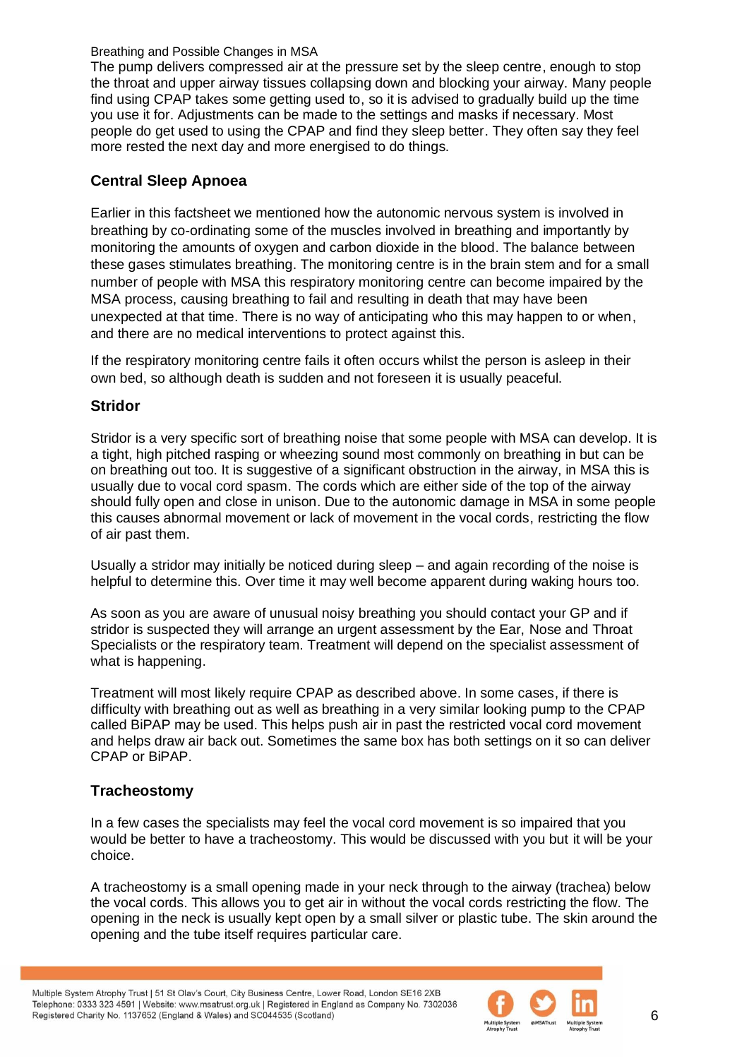The pump delivers compressed air at the pressure set by the sleep centre, enough to stop the throat and upper airway tissues collapsing down and blocking your airway. Many people find using CPAP takes some getting used to, so it is advised to gradually build up the time you use it for. Adjustments can be made to the settings and masks if necessary. Most people do get used to using the CPAP and find they sleep better. They often say they feel more rested the next day and more energised to do things.

## Central Sleep Apnoea

Earlier in this factsheet we mentioned how the autonomic nervous system is involved in breathing by co-ordinating some of the muscles involved in breathing and importantly by monitoring the amounts of oxygen and carbon dioxide in the blood. The balance between these gases stimulates breathing. The monitoring centre is in the brain stem and for a small number of people with MSA this respiratory monitoring centre can become impaired by the MSA process, causing breathing to fail and resulting in death that may have been unexpected at that time. There is no way of anticipating who this may happen to or when, and there are no medical interventions to protect against this.

If the respiratory monitoring centre fails it often occurs whilst the person is asleep in their own bed, so although death is sudden and not foreseen it is usually peaceful.

## Stridor

Stridor is a very specific sort of breathing noise that some people with MSA can develop. It is a tight, high pitched rasping or wheezing sound most commonly on breathing in but can be on breathing out too. It is suggestive of a significant obstruction in the airway, in MSA this is usually due to vocal cord spasm. The cords which are either side of the top of the airway should fully open and close in unison. Due to the autonomic damage in MSA in some people this causes abnormal movement or lack of movement in the vocal cords, restricting the flow of air past them.

Usually a stridor may initially be noticed during sleep – and again recording of the noise is helpful to determine this. Over time it may well become apparent during waking hours too.

As soon as you are aware of unusual noisy breathing you should contact your GP and if stridor is suspected they will arrange an urgent assessment by the Ear, Nose and Throat Specialists or the respiratory team. Treatment will depend on the specialist assessment of what is happening.

Treatment will most likely require CPAP as described above. In some cases, if there is difficulty with breathing out as well as breathing in a very similar looking pump to the CPAP called BiPAP may be used. This helps push air in past the restricted vocal cord movement and helps draw air back out. Sometimes the same box has both settings on it so can deliver CPAP or BiPAP.

## Tracheostomy

In a few cases the specialists may feel the vocal cord movement is so impaired that you would be better to have a tracheostomy. This would be discussed with you but it will be your choice.

A tracheostomy is a small opening made in your neck through to the airway (trachea) below the vocal cords. This allows you to get air in without the vocal cords restricting the flow. The opening in the neck is usually kept open by a small silver or plastic tube. The skin around the opening and the tube itself requires particular care.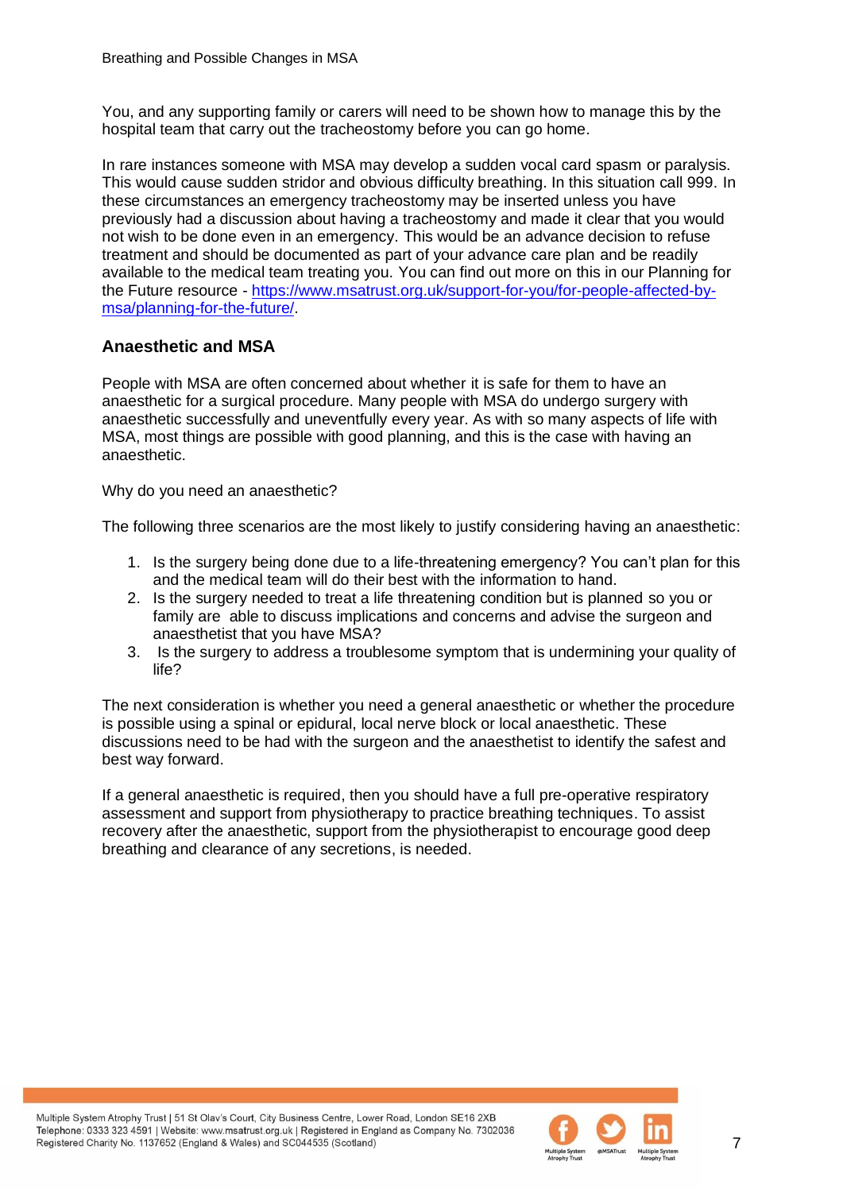You, and any supporting family or carers will need to be shown how to manage this by the hospital team that carry out the tracheostomy before you can go home.

In rare instances someone with MSA may develop a sudden vocal card spasm or paralysis. This would cause sudden stridor and obvious difficulty breathing. In this situation call 999. In these circumstances an emergency tracheostomy may be inserted unless you have previously had a discussion about having a tracheostomy and made it clear that you would not wish to be done even in an emergency. This would be an advance decision to refuse treatment and should be documented as part of your advance care plan and be readily available to the medical team treating you. You can find out more on this in our Planning for the Future resource - https://www.msatrust.org.uk/support-for-you/for-people-affected-by-msa/planning-for-the-future/.

## Anaesthetic and MSA

People with MSA are often concerned about whether it is safe for them to have an anaesthetic for a surgical procedure. Many people with MSA do undergo surgery with anaesthetic successfully and uneventfully every year. As with so many aspects of life with MSA, most things are possible with good planning, and this is the case with having an anaesthetic.

Why do you need an anaesthetic?

The following three scenarios are the most likely to justify considering having an anaesthetic:

1. Is the surgery being done due to a life-threatening emergency? You can't plan for this and the medical team will do their best with the information to hand.
2. Is the surgery needed to treat a life threatening condition but is planned so you or family are able to discuss implications and concerns and advise the surgeon and anaesthetist that you have MSA?
3. Is the surgery to address a troublesome symptom that is undermining your quality of life?

The next consideration is whether you need a general anaesthetic or whether the procedure is possible using a spinal or epidural, local nerve block or local anaesthetic. These discussions need to be had with the surgeon and the anaesthetist to identify the safest and best way forward.

If a general anaesthetic is required, then you should have a full pre-operative respiratory assessment and support from physiotherapy to practice breathing techniques. To assist recovery after the anaesthetic, support from the physiotherapist to encourage good deep breathing and clearance of any secretions, is needed.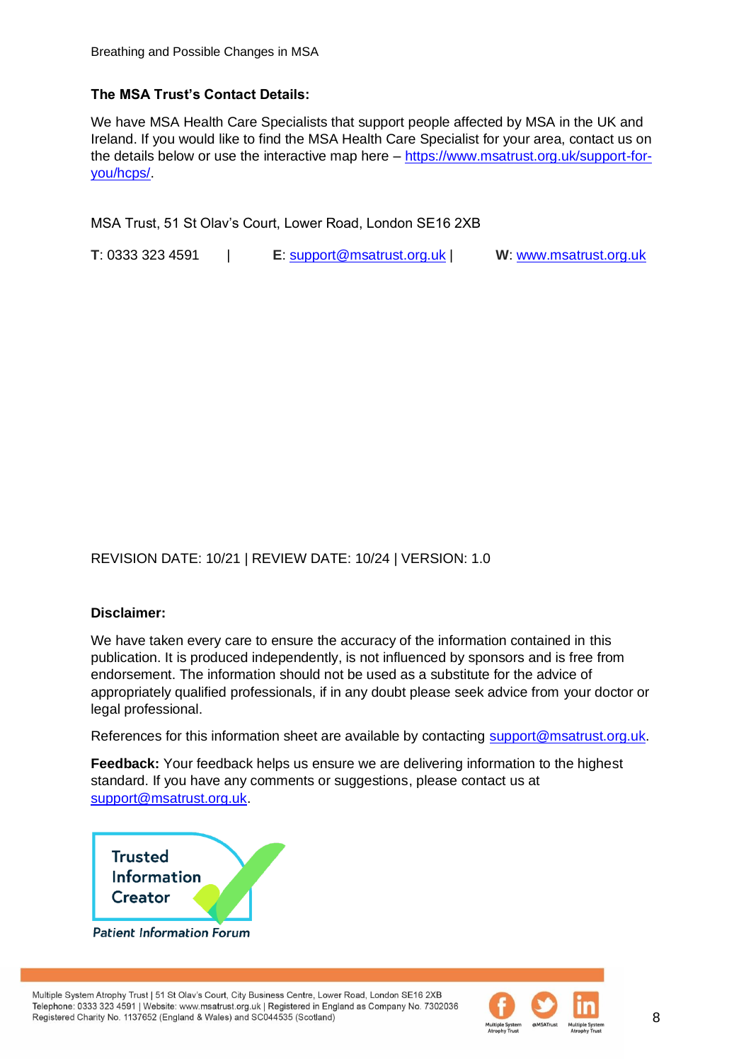**The MSA Trust's Contact Details:**

We have MSA Health Care Specialists that support people affected by MSA in the UK and Ireland. If you would like to find the MSA Health Care Specialist for your area, contact us on the details below or use the interactive map here – https://www.msatrust.org.uk/support-for-you/hcps/.

MSA Trust, 51 St Olav's Court, Lower Road, London SE16 2XB

**T**: 0333 323 4591 | **E**: support@msatrust.org.uk | **W**: www.msatrust.org.uk

REVISION DATE: 10/21 | REVIEW DATE: 10/24 | VERSION: 1.0

**Disclaimer:**

We have taken every care to ensure the accuracy of the information contained in this publication. It is produced independently, is not influenced by sponsors and is free from endorsement. The information should not be used as a substitute for the advice of appropriately qualified professionals, if in any doubt please seek advice from your doctor or legal professional.

References for this information sheet are available by contacting support@msatrust.org.uk.

**Feedback:** Your feedback helps us ensure we are delivering information to the highest standard. If you have any comments or suggestions, please contact us at support@msatrust.org.uk.

Trusted Information Creator

*Patient Information Forum*

Multiple System Atrophy Trust | 51 St Olav's Court, City Business Centre, Lower Road, London SE16 2XB
Telephone: 0333 323 4591 | Website: www.msatrust.org.uk | Registered in England as Company No. 7302036
Registered Charity No. 1137652 (England & Wales) and SC044535 (Scotland)